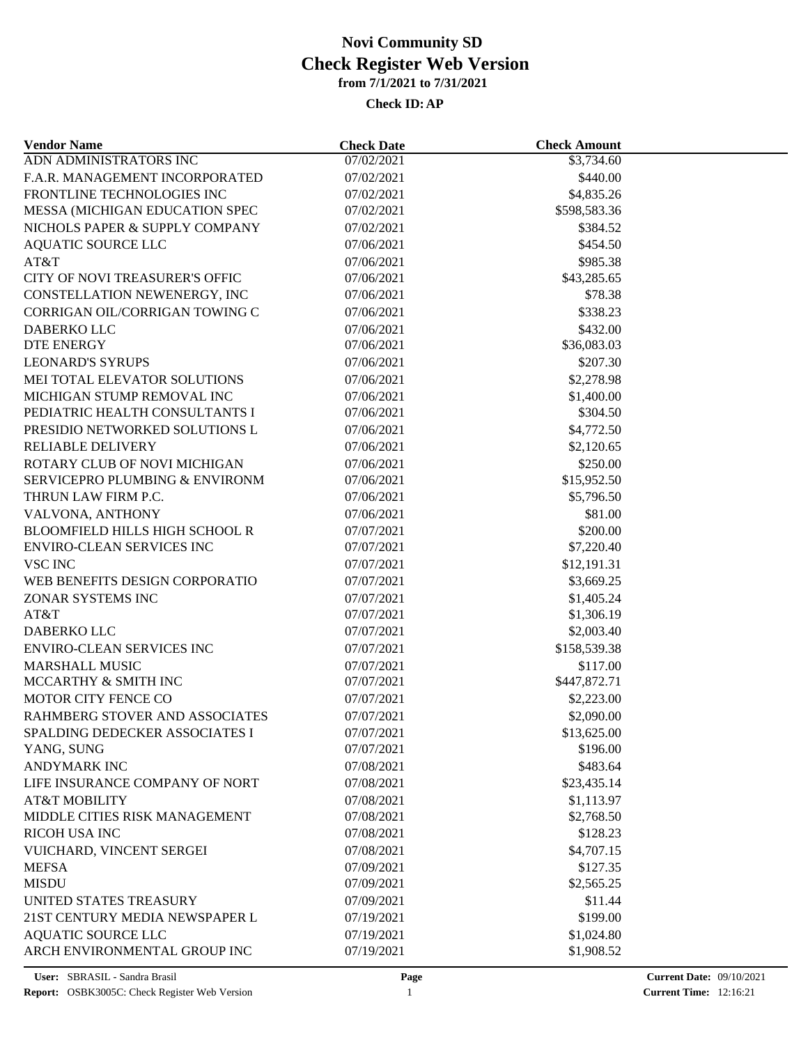# Novi Community SD
# Check Register Web Version
### from 7/1/2021 to 7/31/2021
### Check ID: AP

| Vendor Name | Check Date | Check Amount |
|---|---|---|
| ADN ADMINISTRATORS INC | 07/02/2021 | $3,734.60 |
| F.A.R. MANAGEMENT INCORPORATED | 07/02/2021 | $440.00 |
| FRONTLINE TECHNOLOGIES INC | 07/02/2021 | $4,835.26 |
| MESSA (MICHIGAN EDUCATION SPEC | 07/02/2021 | $598,583.36 |
| NICHOLS PAPER & SUPPLY COMPANY | 07/02/2021 | $384.52 |
| AQUATIC SOURCE LLC | 07/06/2021 | $454.50 |
| AT&T | 07/06/2021 | $985.38 |
| CITY OF NOVI TREASURER'S OFFIC | 07/06/2021 | $43,285.65 |
| CONSTELLATION NEWENERGY, INC | 07/06/2021 | $78.38 |
| CORRIGAN OIL/CORRIGAN TOWING C | 07/06/2021 | $338.23 |
| DABERKO LLC | 07/06/2021 | $432.00 |
| DTE ENERGY | 07/06/2021 | $36,083.03 |
| LEONARD'S SYRUPS | 07/06/2021 | $207.30 |
| MEI TOTAL ELEVATOR SOLUTIONS | 07/06/2021 | $2,278.98 |
| MICHIGAN STUMP REMOVAL INC | 07/06/2021 | $1,400.00 |
| PEDIATRIC HEALTH CONSULTANTS I | 07/06/2021 | $304.50 |
| PRESIDIO NETWORKED SOLUTIONS L | 07/06/2021 | $4,772.50 |
| RELIABLE DELIVERY | 07/06/2021 | $2,120.65 |
| ROTARY CLUB OF NOVI MICHIGAN | 07/06/2021 | $250.00 |
| SERVICEPRO PLUMBING & ENVIRONM | 07/06/2021 | $15,952.50 |
| THRUN LAW FIRM P.C. | 07/06/2021 | $5,796.50 |
| VALVONA, ANTHONY | 07/06/2021 | $81.00 |
| BLOOMFIELD HILLS HIGH SCHOOL R | 07/07/2021 | $200.00 |
| ENVIRO-CLEAN SERVICES INC | 07/07/2021 | $7,220.40 |
| VSC INC | 07/07/2021 | $12,191.31 |
| WEB BENEFITS DESIGN CORPORATIO | 07/07/2021 | $3,669.25 |
| ZONAR SYSTEMS INC | 07/07/2021 | $1,405.24 |
| AT&T | 07/07/2021 | $1,306.19 |
| DABERKO LLC | 07/07/2021 | $2,003.40 |
| ENVIRO-CLEAN SERVICES INC | 07/07/2021 | $158,539.38 |
| MARSHALL MUSIC | 07/07/2021 | $117.00 |
| MCCARTHY & SMITH INC | 07/07/2021 | $447,872.71 |
| MOTOR CITY FENCE CO | 07/07/2021 | $2,223.00 |
| RAHMBERG STOVER AND ASSOCIATES | 07/07/2021 | $2,090.00 |
| SPALDING DEDECKER ASSOCIATES I | 07/07/2021 | $13,625.00 |
| YANG, SUNG | 07/07/2021 | $196.00 |
| ANDYMARK INC | 07/08/2021 | $483.64 |
| LIFE INSURANCE COMPANY OF NORT | 07/08/2021 | $23,435.14 |
| AT&T MOBILITY | 07/08/2021 | $1,113.97 |
| MIDDLE CITIES RISK MANAGEMENT | 07/08/2021 | $2,768.50 |
| RICOH USA INC | 07/08/2021 | $128.23 |
| VUICHARD, VINCENT SERGEI | 07/08/2021 | $4,707.15 |
| MEFSA | 07/09/2021 | $127.35 |
| MISDU | 07/09/2021 | $2,565.25 |
| UNITED STATES TREASURY | 07/09/2021 | $11.44 |
| 21ST CENTURY MEDIA NEWSPAPER L | 07/19/2021 | $199.00 |
| AQUATIC SOURCE LLC | 07/19/2021 | $1,024.80 |
| ARCH ENVIRONMENTAL GROUP INC | 07/19/2021 | $1,908.52 |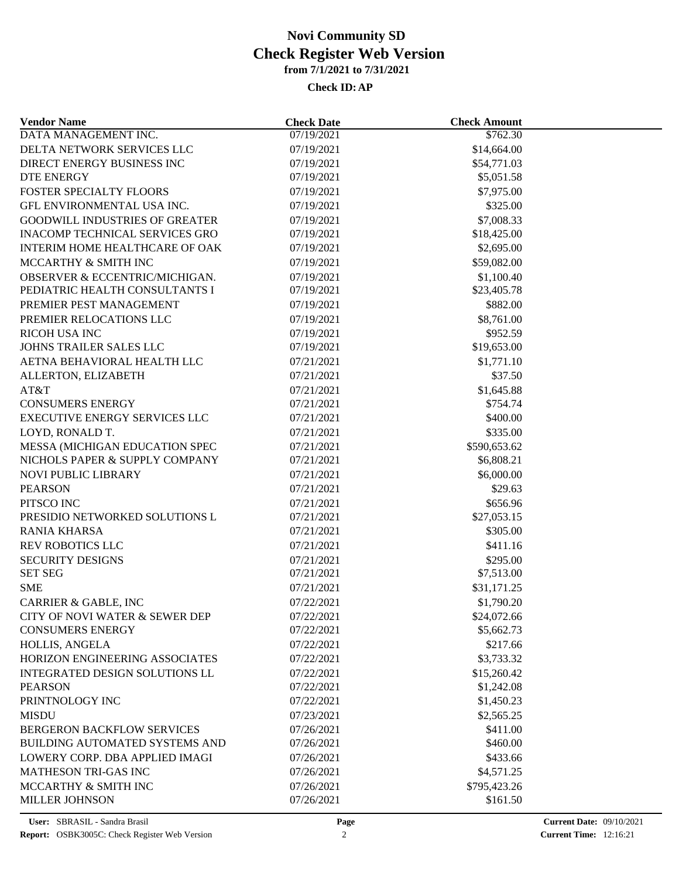# Novi Community SD
# Check Register Web Version
**from 7/1/2021 to 7/31/2021**

**Check ID: AP**

| Vendor Name | Check Date | Check Amount |
|---|---|---|
| DATA MANAGEMENT INC. | 07/19/2021 | $762.30 |
| DELTA NETWORK SERVICES LLC | 07/19/2021 | $14,664.00 |
| DIRECT ENERGY BUSINESS INC | 07/19/2021 | $54,771.03 |
| DTE ENERGY | 07/19/2021 | $5,051.58 |
| FOSTER SPECIALTY FLOORS | 07/19/2021 | $7,975.00 |
| GFL ENVIRONMENTAL USA INC. | 07/19/2021 | $325.00 |
| GOODWILL INDUSTRIES OF GREATER | 07/19/2021 | $7,008.33 |
| INACOMP TECHNICAL SERVICES GRO | 07/19/2021 | $18,425.00 |
| INTERIM HOME HEALTHCARE OF OAK | 07/19/2021 | $2,695.00 |
| MCCARTHY & SMITH INC | 07/19/2021 | $59,082.00 |
| OBSERVER & ECCENTRIC/MICHIGAN. | 07/19/2021 | $1,100.40 |
| PEDIATRIC HEALTH CONSULTANTS I | 07/19/2021 | $23,405.78 |
| PREMIER PEST MANAGEMENT | 07/19/2021 | $882.00 |
| PREMIER RELOCATIONS LLC | 07/19/2021 | $8,761.00 |
| RICOH USA INC | 07/19/2021 | $952.59 |
| JOHNS TRAILER SALES LLC | 07/19/2021 | $19,653.00 |
| AETNA BEHAVIORAL HEALTH LLC | 07/21/2021 | $1,771.10 |
| ALLERTON, ELIZABETH | 07/21/2021 | $37.50 |
| AT&T | 07/21/2021 | $1,645.88 |
| CONSUMERS ENERGY | 07/21/2021 | $754.74 |
| EXECUTIVE ENERGY SERVICES LLC | 07/21/2021 | $400.00 |
| LOYD, RONALD T. | 07/21/2021 | $335.00 |
| MESSA (MICHIGAN EDUCATION SPEC | 07/21/2021 | $590,653.62 |
| NICHOLS PAPER & SUPPLY COMPANY | 07/21/2021 | $6,808.21 |
| NOVI PUBLIC LIBRARY | 07/21/2021 | $6,000.00 |
| PEARSON | 07/21/2021 | $29.63 |
| PITSCO INC | 07/21/2021 | $656.96 |
| PRESIDIO NETWORKED SOLUTIONS L | 07/21/2021 | $27,053.15 |
| RANIA KHARSA | 07/21/2021 | $305.00 |
| REV ROBOTICS LLC | 07/21/2021 | $411.16 |
| SECURITY DESIGNS | 07/21/2021 | $295.00 |
| SET SEG | 07/21/2021 | $7,513.00 |
| SME | 07/21/2021 | $31,171.25 |
| CARRIER & GABLE, INC | 07/22/2021 | $1,790.20 |
| CITY OF NOVI WATER & SEWER DEP | 07/22/2021 | $24,072.66 |
| CONSUMERS ENERGY | 07/22/2021 | $5,662.73 |
| HOLLIS, ANGELA | 07/22/2021 | $217.66 |
| HORIZON ENGINEERING ASSOCIATES | 07/22/2021 | $3,733.32 |
| INTEGRATED DESIGN SOLUTIONS LL | 07/22/2021 | $15,260.42 |
| PEARSON | 07/22/2021 | $1,242.08 |
| PRINTNOLOGY INC | 07/22/2021 | $1,450.23 |
| MISDU | 07/23/2021 | $2,565.25 |
| BERGERON BACKFLOW SERVICES | 07/26/2021 | $411.00 |
| BUILDING AUTOMATED SYSTEMS AND | 07/26/2021 | $460.00 |
| LOWERY CORP. DBA APPLIED IMAGI | 07/26/2021 | $433.66 |
| MATHESON TRI-GAS INC | 07/26/2021 | $4,571.25 |
| MCCARTHY & SMITH INC | 07/26/2021 | $795,423.26 |
| MILLER JOHNSON | 07/26/2021 | $161.50 |

**User:** SBRASIL - Sandra Brasil
**Report:** OSBK3005C: Check Register Web Version
**Current Date:** 09/10/2021
**Current Time:** 12:16:21